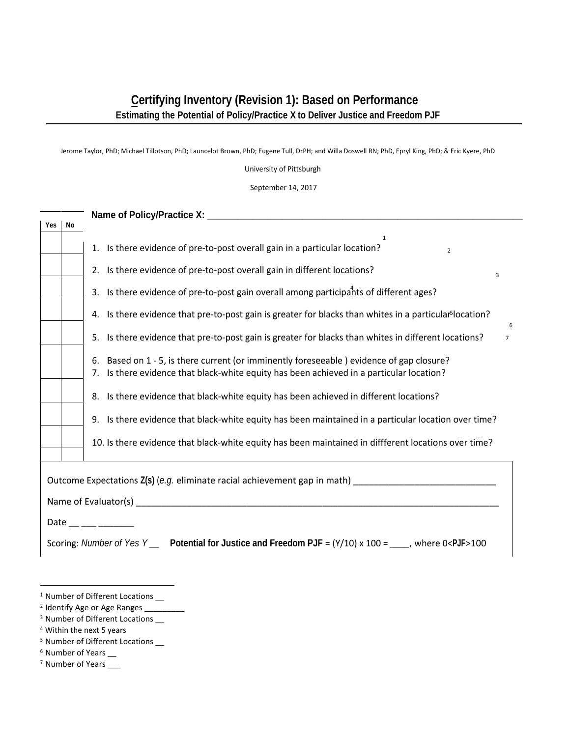# Certifying Inventory (Revision 1): Based on Performance

## Estimating the Potential of Policy/Practice X to Deliver Justice and Freedom PJF

Jerome Taylor, PhD; Michael Tillotson, PhD; Launcelot Brown, PhD; Eugene Tull, DrPH; and Willa Doswell RN; PhD, Epryl King, PhD; & Eric Kyere, PhD

University of Pittsburgh

September 14, 2017

**Name of Policy/Practice X:** ____________________________________________________________

| Yes | No | |
|---|---|---|
| | | 1. Is there evidence of pre-to-post overall gain in a particular location?[1] |
| | | 2. Is there evidence of pre-to-post overall gain in different locations?[2] |
| | | 3. Is there evidence of pre-to-post gain overall among participants of different ages?[3] |
| | | 4. Is there evidence that pre-to-post gain is greater for blacks than whites in a particular location?[4] |
| | | 5. Is there evidence that pre-to-post gain is greater for blacks than whites in different locations?[5] |
| | | 6. Based on 1 - 5, is there current (or imminently foreseeable ) evidence of gap closure? 7. Is there evidence that black-white equity has been achieved in a particular location? |
| | | 8. Is there evidence that black-white equity has been achieved in different locations? |
| | | 9. Is there evidence that black-white equity has been maintained in a particular location over time?[6] |
| | | 10. Is there evidence that black-white equity has been maintained in diffferent locations over time?[7] |
| | | |

Outcome Expectations **Z(s)** (*e.g.* eliminate racial achievement gap in math) ____________________________

Name of Evaluator(s) ___________________________________________________________________________

Date __ ___ _______

Scoring: *Number of Yes Y* __ **Potential for Justice and Freedom PJF** = (Y/10) x 100 = ____, where 0<**PJF**>100

---

[1] Number of Different Locations __

[2] Identify Age or Age Ranges _________

[3] Number of Different Locations __

[4] Within the next 5 years

[5] Number of Different Locations __

[6] Number of Years __

[7] Number of Years ___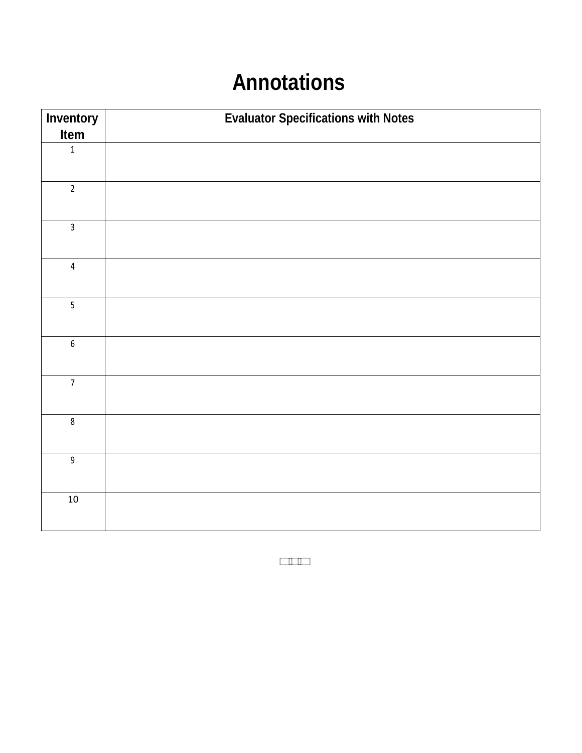# Annotations

| Inventory Item | Evaluator Specifications with Notes |
|---|---|
| 1 | |
| 2 | |
| 3 | |
| 4 | |
| 5 | |
| 6 | |
| 7 | |
| 8 | |
| 9 | |
| 10 | |